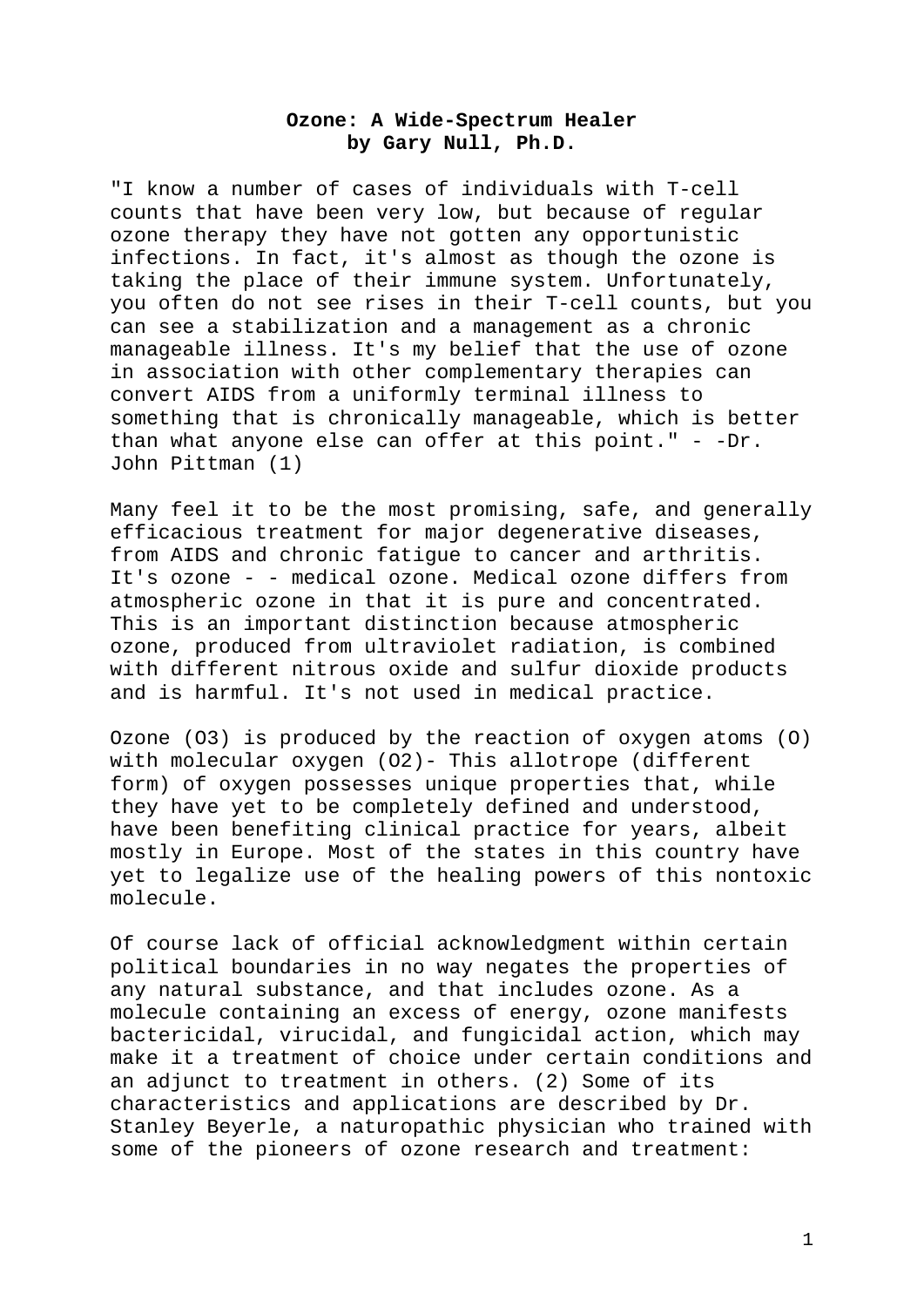**Ozone: A Wide-Spectrum Healer**
**by Gary Null, Ph.D.**

"I know a number of cases of individuals with T-cell counts that have been very low, but because of regular ozone therapy they have not gotten any opportunistic infections. In fact, it's almost as though the ozone is taking the place of their immune system. Unfortunately, you often do not see rises in their T-cell counts, but you can see a stabilization and a management as a chronic manageable illness. It's my belief that the use of ozone in association with other complementary therapies can convert AIDS from a uniformly terminal illness to something that is chronically manageable, which is better than what anyone else can offer at this point." - -Dr. John Pittman (1)

Many feel it to be the most promising, safe, and generally efficacious treatment for major degenerative diseases, from AIDS and chronic fatigue to cancer and arthritis. It's ozone - - medical ozone. Medical ozone differs from atmospheric ozone in that it is pure and concentrated. This is an important distinction because atmospheric ozone, produced from ultraviolet radiation, is combined with different nitrous oxide and sulfur dioxide products and is harmful. It's not used in medical practice.

Ozone ($O_3$) is produced by the reaction of oxygen atoms (O) with molecular oxygen ($O_2$)- This allotrope (different form) of oxygen possesses unique properties that, while they have yet to be completely defined and understood, have been benefiting clinical practice for years, albeit mostly in Europe. Most of the states in this country have yet to legalize use of the healing powers of this nontoxic molecule.

Of course lack of official acknowledgment within certain political boundaries in no way negates the properties of any natural substance, and that includes ozone. As a molecule containing an excess of energy, ozone manifests bactericidal, virucidal, and fungicidal action, which may make it a treatment of choice under certain conditions and an adjunct to treatment in others. (2) Some of its characteristics and applications are described by Dr. Stanley Beyerle, a naturopathic physician who trained with some of the pioneers of ozone research and treatment: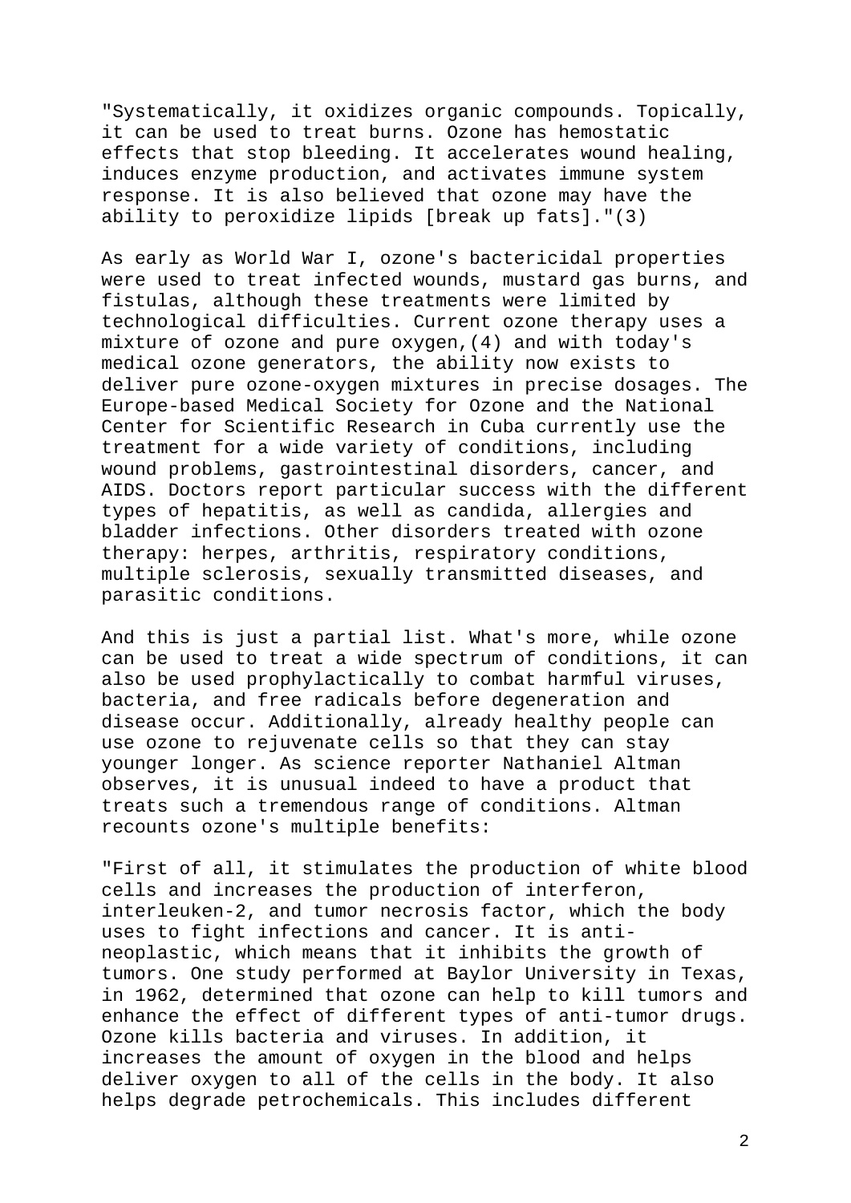"Systematically, it oxidizes organic compounds. Topically, it can be used to treat burns. Ozone has hemostatic effects that stop bleeding. It accelerates wound healing, induces enzyme production, and activates immune system response. It is also believed that ozone may have the ability to peroxidize lipids [break up fats]."(3)

As early as World War I, ozone's bactericidal properties were used to treat infected wounds, mustard gas burns, and fistulas, although these treatments were limited by technological difficulties. Current ozone therapy uses a mixture of ozone and pure oxygen,(4) and with today's medical ozone generators, the ability now exists to deliver pure ozone-oxygen mixtures in precise dosages. The Europe-based Medical Society for Ozone and the National Center for Scientific Research in Cuba currently use the treatment for a wide variety of conditions, including wound problems, gastrointestinal disorders, cancer, and AIDS. Doctors report particular success with the different types of hepatitis, as well as candida, allergies and bladder infections. Other disorders treated with ozone therapy: herpes, arthritis, respiratory conditions, multiple sclerosis, sexually transmitted diseases, and parasitic conditions.

And this is just a partial list. What's more, while ozone can be used to treat a wide spectrum of conditions, it can also be used prophylactically to combat harmful viruses, bacteria, and free radicals before degeneration and disease occur. Additionally, already healthy people can use ozone to rejuvenate cells so that they can stay younger longer. As science reporter Nathaniel Altman observes, it is unusual indeed to have a product that treats such a tremendous range of conditions. Altman recounts ozone's multiple benefits:

"First of all, it stimulates the production of white blood cells and increases the production of interferon, interleuken-2, and tumor necrosis factor, which the body uses to fight infections and cancer. It is anti-neoplastic, which means that it inhibits the growth of tumors. One study performed at Baylor University in Texas, in 1962, determined that ozone can help to kill tumors and enhance the effect of different types of anti-tumor drugs. Ozone kills bacteria and viruses. In addition, it increases the amount of oxygen in the blood and helps deliver oxygen to all of the cells in the body. It also helps degrade petrochemicals. This includes different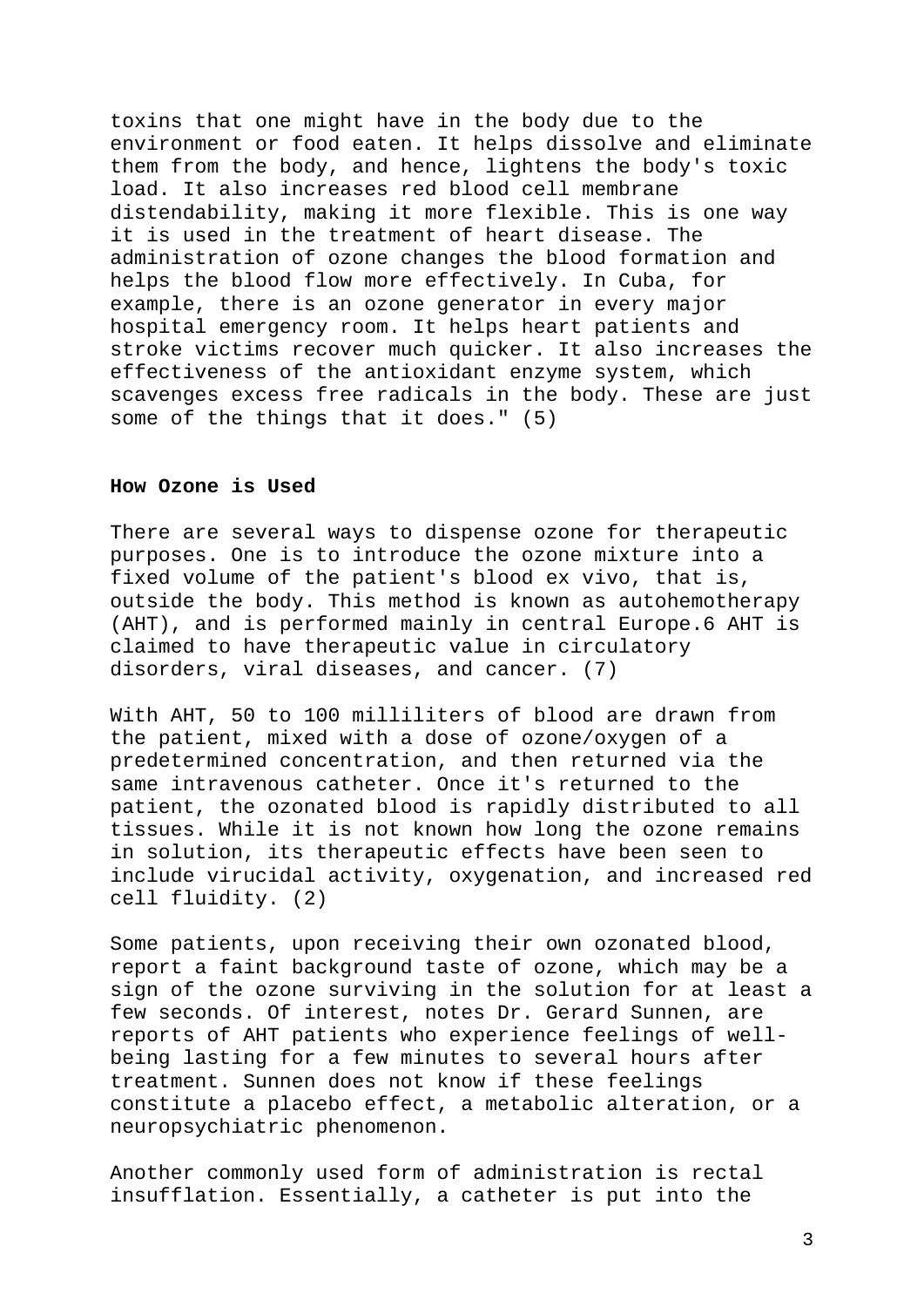toxins that one might have in the body due to the environment or food eaten. It helps dissolve and eliminate them from the body, and hence, lightens the body's toxic load. It also increases red blood cell membrane distendability, making it more flexible. This is one way it is used in the treatment of heart disease. The administration of ozone changes the blood formation and helps the blood flow more effectively. In Cuba, for example, there is an ozone generator in every major hospital emergency room. It helps heart patients and stroke victims recover much quicker. It also increases the effectiveness of the antioxidant enzyme system, which scavenges excess free radicals in the body. These are just some of the things that it does." (5)

**How Ozone is Used**

There are several ways to dispense ozone for therapeutic purposes. One is to introduce the ozone mixture into a fixed volume of the patient's blood ex vivo, that is, outside the body. This method is known as autohemotherapy (AHT), and is performed mainly in central Europe.6 AHT is claimed to have therapeutic value in circulatory disorders, viral diseases, and cancer. (7)

With AHT, 50 to 100 milliliters of blood are drawn from the patient, mixed with a dose of ozone/oxygen of a predetermined concentration, and then returned via the same intravenous catheter. Once it's returned to the patient, the ozonated blood is rapidly distributed to all tissues. While it is not known how long the ozone remains in solution, its therapeutic effects have been seen to include virucidal activity, oxygenation, and increased red cell fluidity. (2)

Some patients, upon receiving their own ozonated blood, report a faint background taste of ozone, which may be a sign of the ozone surviving in the solution for at least a few seconds. Of interest, notes Dr. Gerard Sunnen, are reports of AHT patients who experience feelings of well-being lasting for a few minutes to several hours after treatment. Sunnen does not know if these feelings constitute a placebo effect, a metabolic alteration, or a neuropsychiatric phenomenon.

Another commonly used form of administration is rectal insufflation. Essentially, a catheter is put into the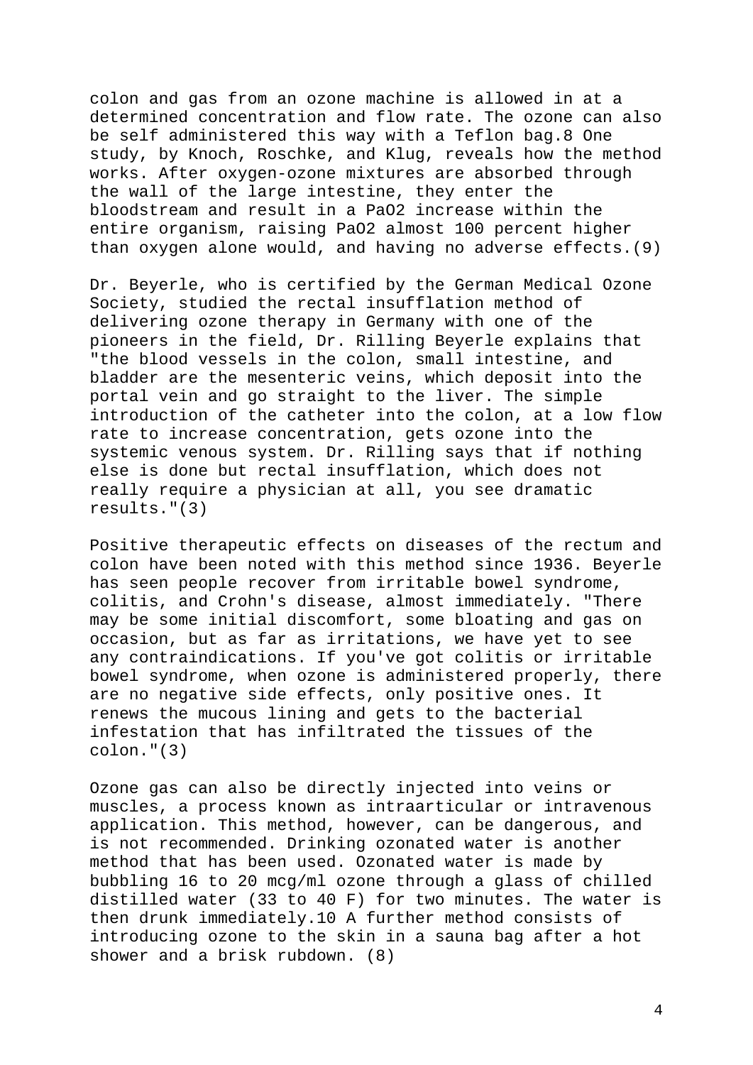colon and gas from an ozone machine is allowed in at a determined concentration and flow rate. The ozone can also be self administered this way with a Teflon bag.8 One study, by Knoch, Roschke, and Klug, reveals how the method works. After oxygen-ozone mixtures are absorbed through the wall of the large intestine, they enter the bloodstream and result in a $PaO_2$ increase within the entire organism, raising $PaO_2$ almost 100 percent higher than oxygen alone would, and having no adverse effects.(9)

Dr. Beyerle, who is certified by the German Medical Ozone Society, studied the rectal insufflation method of delivering ozone therapy in Germany with one of the pioneers in the field, Dr. Rilling Beyerle explains that "the blood vessels in the colon, small intestine, and bladder are the mesenteric veins, which deposit into the portal vein and go straight to the liver. The simple introduction of the catheter into the colon, at a low flow rate to increase concentration, gets ozone into the systemic venous system. Dr. Rilling says that if nothing else is done but rectal insufflation, which does not really require a physician at all, you see dramatic results."(3)

Positive therapeutic effects on diseases of the rectum and colon have been noted with this method since 1936. Beyerle has seen people recover from irritable bowel syndrome, colitis, and Crohn's disease, almost immediately. "There may be some initial discomfort, some bloating and gas on occasion, but as far as irritations, we have yet to see any contraindications. If you've got colitis or irritable bowel syndrome, when ozone is administered properly, there are no negative side effects, only positive ones. It renews the mucous lining and gets to the bacterial infestation that has infiltrated the tissues of the colon."(3)

Ozone gas can also be directly injected into veins or muscles, a process known as intraarticular or intravenous application. This method, however, can be dangerous, and is not recommended. Drinking ozonated water is another method that has been used. Ozonated water is made by bubbling 16 to 20 mcg/ml ozone through a glass of chilled distilled water (33 to 40 F) for two minutes. The water is then drunk immediately.10 A further method consists of introducing ozone to the skin in a sauna bag after a hot shower and a brisk rubdown. (8)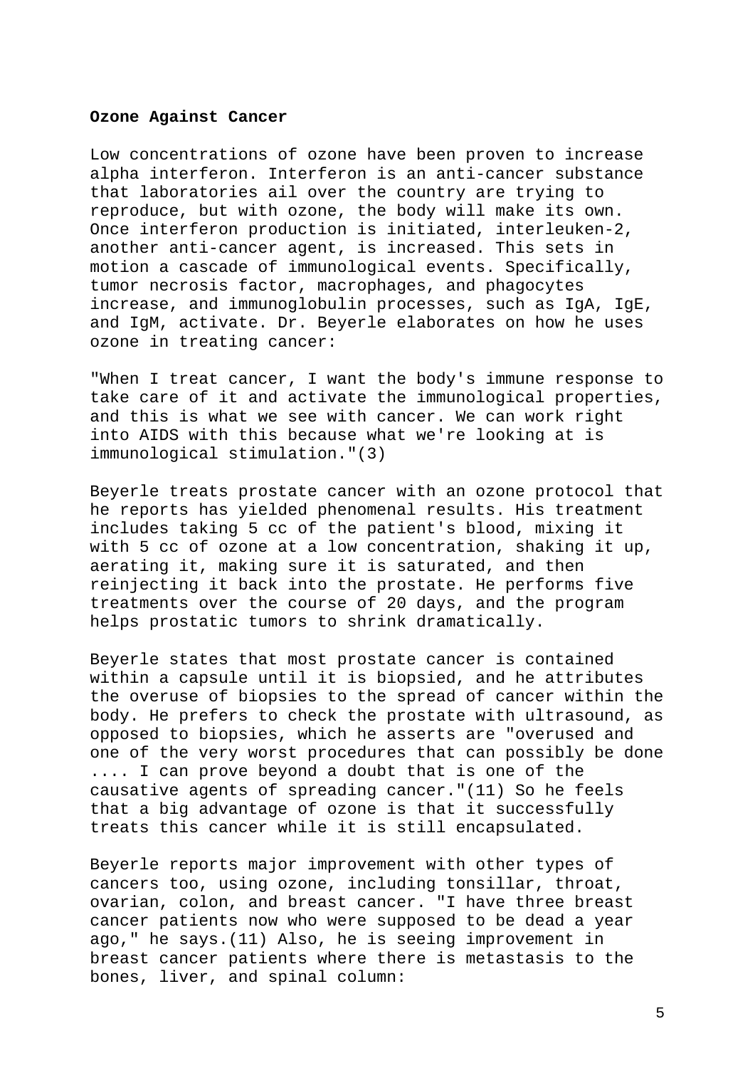**Ozone Against Cancer**

Low concentrations of ozone have been proven to increase alpha interferon. Interferon is an anti-cancer substance that laboratories ail over the country are trying to reproduce, but with ozone, the body will make its own. Once interferon production is initiated, interleuken-2, another anti-cancer agent, is increased. This sets in motion a cascade of immunological events. Specifically, tumor necrosis factor, macrophages, and phagocytes increase, and immunoglobulin processes, such as IgA, IgE, and IgM, activate. Dr. Beyerle elaborates on how he uses ozone in treating cancer:

"When I treat cancer, I want the body's immune response to take care of it and activate the immunological properties, and this is what we see with cancer. We can work right into AIDS with this because what we're looking at is immunological stimulation."(3)

Beyerle treats prostate cancer with an ozone protocol that he reports has yielded phenomenal results. His treatment includes taking 5 cc of the patient's blood, mixing it with 5 cc of ozone at a low concentration, shaking it up, aerating it, making sure it is saturated, and then reinjecting it back into the prostate. He performs five treatments over the course of 20 days, and the program helps prostatic tumors to shrink dramatically.

Beyerle states that most prostate cancer is contained within a capsule until it is biopsied, and he attributes the overuse of biopsies to the spread of cancer within the body. He prefers to check the prostate with ultrasound, as opposed to biopsies, which he asserts are "overused and one of the very worst procedures that can possibly be done .... I can prove beyond a doubt that is one of the causative agents of spreading cancer."(11) So he feels that a big advantage of ozone is that it successfully treats this cancer while it is still encapsulated.

Beyerle reports major improvement with other types of cancers too, using ozone, including tonsillar, throat, ovarian, colon, and breast cancer. "I have three breast cancer patients now who were supposed to be dead a year ago," he says.(11) Also, he is seeing improvement in breast cancer patients where there is metastasis to the bones, liver, and spinal column: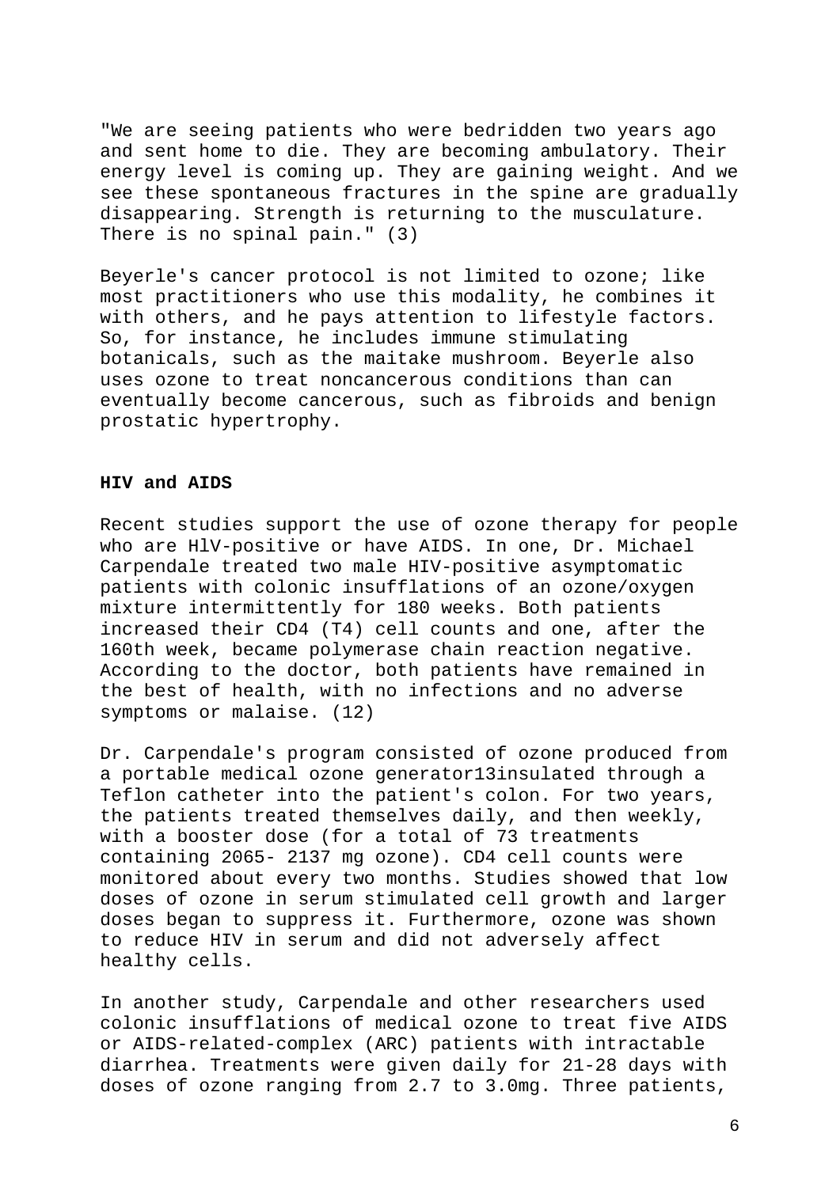"We are seeing patients who were bedridden two years ago and sent home to die. They are becoming ambulatory. Their energy level is coming up. They are gaining weight. And we see these spontaneous fractures in the spine are gradually disappearing. Strength is returning to the musculature. There is no spinal pain." (3)

Beyerle's cancer protocol is not limited to ozone; like most practitioners who use this modality, he combines it with others, and he pays attention to lifestyle factors. So, for instance, he includes immune stimulating botanicals, such as the maitake mushroom. Beyerle also uses ozone to treat noncancerous conditions than can eventually become cancerous, such as fibroids and benign prostatic hypertrophy.

**HIV and AIDS**

Recent studies support the use of ozone therapy for people who are HlV-positive or have AIDS. In one, Dr. Michael Carpendale treated two male HIV-positive asymptomatic patients with colonic insufflations of an ozone/oxygen mixture intermittently for 180 weeks. Both patients increased their CD4 (T4) cell counts and one, after the 160th week, became polymerase chain reaction negative. According to the doctor, both patients have remained in the best of health, with no infections and no adverse symptoms or malaise. (12)

Dr. Carpendale's program consisted of ozone produced from a portable medical ozone generator13insulated through a Teflon catheter into the patient's colon. For two years, the patients treated themselves daily, and then weekly, with a booster dose (for a total of 73 treatments containing 2065- 2137 mg ozone). CD4 cell counts were monitored about every two months. Studies showed that low doses of ozone in serum stimulated cell growth and larger doses began to suppress it. Furthermore, ozone was shown to reduce HIV in serum and did not adversely affect healthy cells.

In another study, Carpendale and other researchers used colonic insufflations of medical ozone to treat five AIDS or AIDS-related-complex (ARC) patients with intractable diarrhea. Treatments were given daily for 21-28 days with doses of ozone ranging from 2.7 to 3.0mg. Three patients,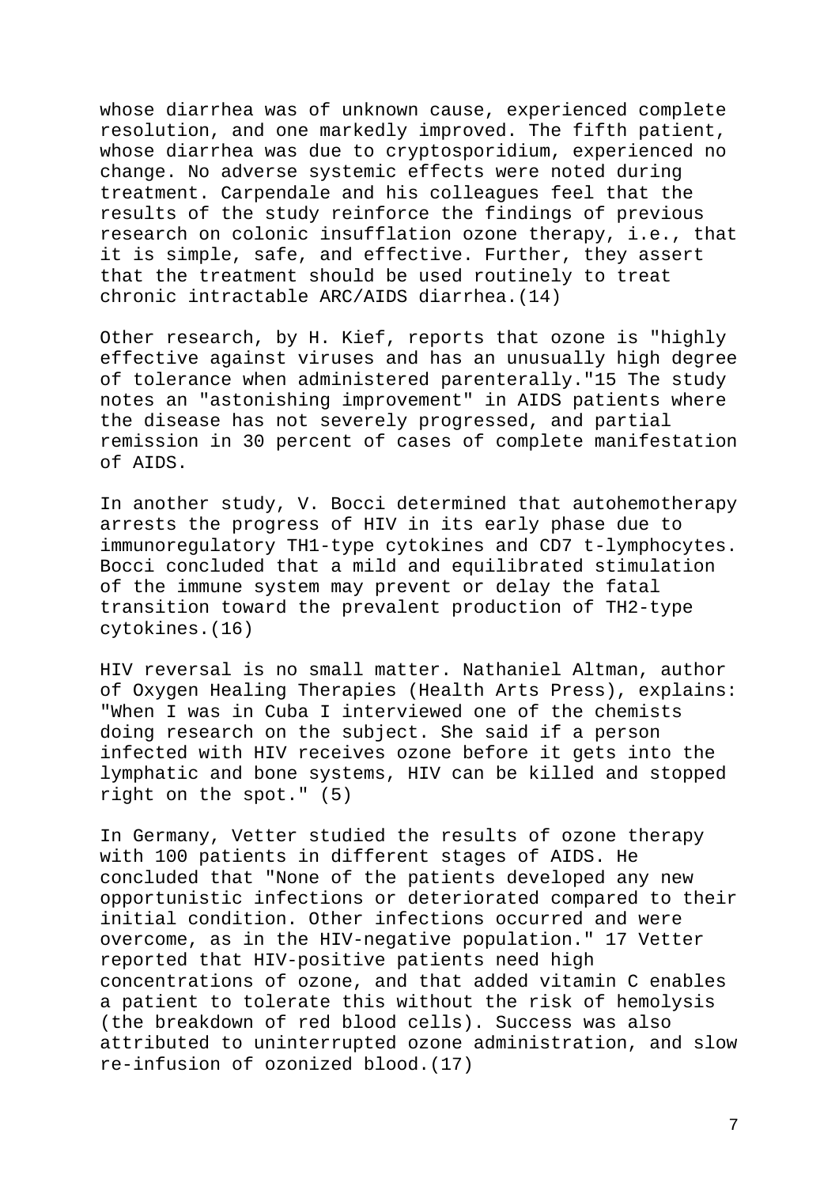whose diarrhea was of unknown cause, experienced complete resolution, and one markedly improved. The fifth patient, whose diarrhea was due to cryptosporidium, experienced no change. No adverse systemic effects were noted during treatment. Carpendale and his colleagues feel that the results of the study reinforce the findings of previous research on colonic insufflation ozone therapy, i.e., that it is simple, safe, and effective. Further, they assert that the treatment should be used routinely to treat chronic intractable ARC/AIDS diarrhea.(14)

Other research, by H. Kief, reports that ozone is "highly effective against viruses and has an unusually high degree of tolerance when administered parenterally."15 The study notes an "astonishing improvement" in AIDS patients where the disease has not severely progressed, and partial remission in 30 percent of cases of complete manifestation of AIDS.

In another study, V. Bocci determined that autohemotherapy arrests the progress of HIV in its early phase due to immunoregulatory TH1-type cytokines and CD7 t-lymphocytes. Bocci concluded that a mild and equilibrated stimulation of the immune system may prevent or delay the fatal transition toward the prevalent production of TH2-type cytokines.(16)

HIV reversal is no small matter. Nathaniel Altman, author of Oxygen Healing Therapies (Health Arts Press), explains: "When I was in Cuba I interviewed one of the chemists doing research on the subject. She said if a person infected with HIV receives ozone before it gets into the lymphatic and bone systems, HIV can be killed and stopped right on the spot." (5)

In Germany, Vetter studied the results of ozone therapy with 100 patients in different stages of AIDS. He concluded that "None of the patients developed any new opportunistic infections or deteriorated compared to their initial condition. Other infections occurred and were overcome, as in the HIV-negative population." 17 Vetter reported that HIV-positive patients need high concentrations of ozone, and that added vitamin C enables a patient to tolerate this without the risk of hemolysis (the breakdown of red blood cells). Success was also attributed to uninterrupted ozone administration, and slow re-infusion of ozonized blood.(17)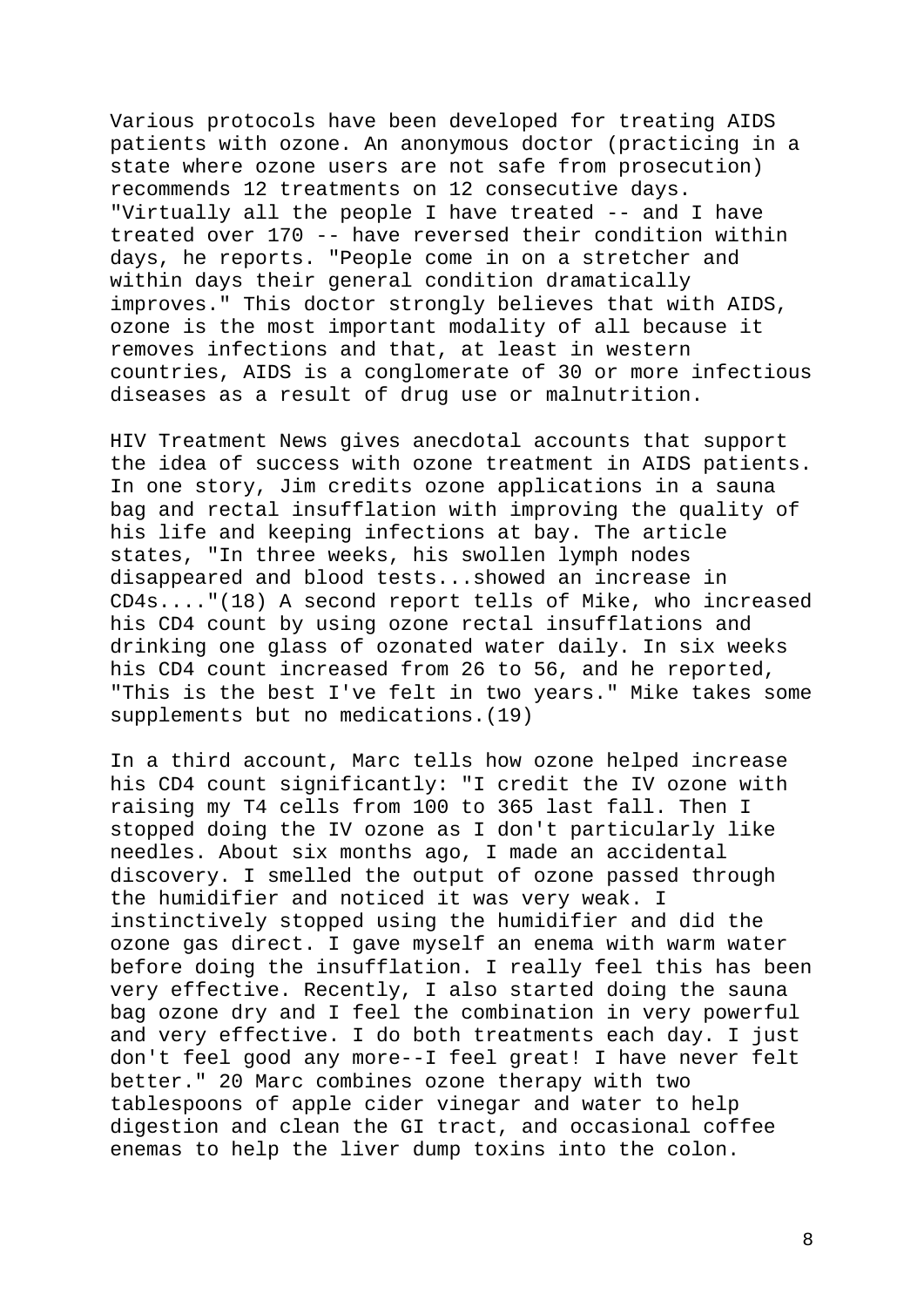Various protocols have been developed for treating AIDS patients with ozone. An anonymous doctor (practicing in a state where ozone users are not safe from prosecution) recommends 12 treatments on 12 consecutive days. "Virtually all the people I have treated -- and I have treated over 170 -- have reversed their condition within days, he reports. "People come in on a stretcher and within days their general condition dramatically improves." This doctor strongly believes that with AIDS, ozone is the most important modality of all because it removes infections and that, at least in western countries, AIDS is a conglomerate of 30 or more infectious diseases as a result of drug use or malnutrition.

HIV Treatment News gives anecdotal accounts that support the idea of success with ozone treatment in AIDS patients. In one story, Jim credits ozone applications in a sauna bag and rectal insufflation with improving the quality of his life and keeping infections at bay. The article states, "In three weeks, his swollen lymph nodes disappeared and blood tests...showed an increase in CD4s...."(18) A second report tells of Mike, who increased his CD4 count by using ozone rectal insufflations and drinking one glass of ozonated water daily. In six weeks his CD4 count increased from 26 to 56, and he reported, "This is the best I've felt in two years." Mike takes some supplements but no medications.(19)

In a third account, Marc tells how ozone helped increase his CD4 count significantly: "I credit the IV ozone with raising my T4 cells from 100 to 365 last fall. Then I stopped doing the IV ozone as I don't particularly like needles. About six months ago, I made an accidental discovery. I smelled the output of ozone passed through the humidifier and noticed it was very weak. I instinctively stopped using the humidifier and did the ozone gas direct. I gave myself an enema with warm water before doing the insufflation. I really feel this has been very effective. Recently, I also started doing the sauna bag ozone dry and I feel the combination in very powerful and very effective. I do both treatments each day. I just don't feel good any more--I feel great! I have never felt better." 20 Marc combines ozone therapy with two tablespoons of apple cider vinegar and water to help digestion and clean the GI tract, and occasional coffee enemas to help the liver dump toxins into the colon.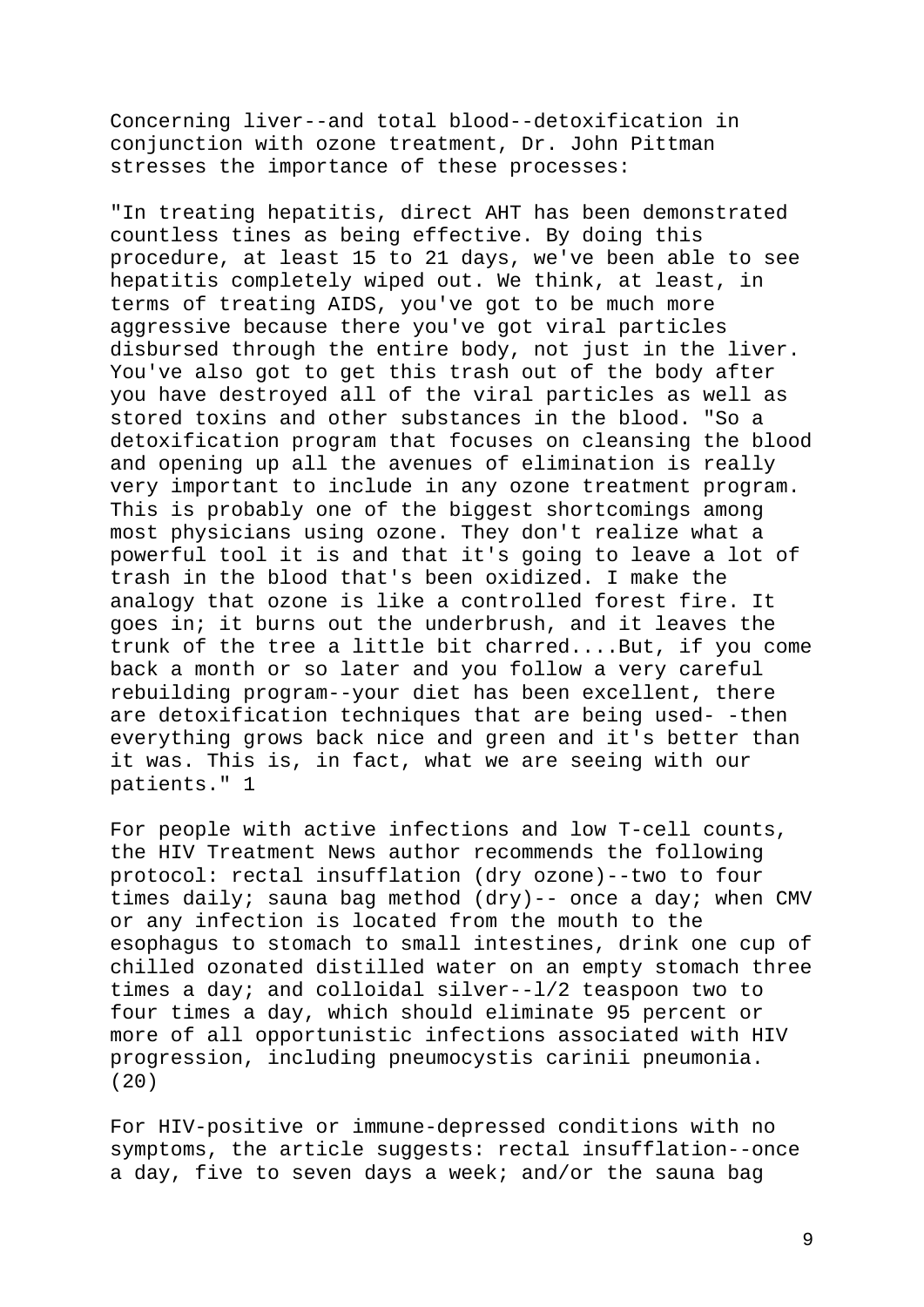Concerning liver--and total blood--detoxification in conjunction with ozone treatment, Dr. John Pittman stresses the importance of these processes:

"In treating hepatitis, direct AHT has been demonstrated countless tines as being effective. By doing this procedure, at least 15 to 21 days, we've been able to see hepatitis completely wiped out. We think, at least, in terms of treating AIDS, you've got to be much more aggressive because there you've got viral particles disbursed through the entire body, not just in the liver. You've also got to get this trash out of the body after you have destroyed all of the viral particles as well as stored toxins and other substances in the blood. "So a detoxification program that focuses on cleansing the blood and opening up all the avenues of elimination is really very important to include in any ozone treatment program. This is probably one of the biggest shortcomings among most physicians using ozone. They don't realize what a powerful tool it is and that it's going to leave a lot of trash in the blood that's been oxidized. I make the analogy that ozone is like a controlled forest fire. It goes in; it burns out the underbrush, and it leaves the trunk of the tree a little bit charred....But, if you come back a month or so later and you follow a very careful rebuilding program--your diet has been excellent, there are detoxification techniques that are being used- -then everything grows back nice and green and it's better than it was. This is, in fact, what we are seeing with our patients." 1

For people with active infections and low T-cell counts, the HIV Treatment News author recommends the following protocol: rectal insufflation (dry ozone)--two to four times daily; sauna bag method (dry)-- once a day; when CMV or any infection is located from the mouth to the esophagus to stomach to small intestines, drink one cup of chilled ozonated distilled water on an empty stomach three times a day; and colloidal silver--l/2 teaspoon two to four times a day, which should eliminate 95 percent or more of all opportunistic infections associated with HIV progression, including pneumocystis carinii pneumonia. (20)

For HIV-positive or immune-depressed conditions with no symptoms, the article suggests: rectal insufflation--once a day, five to seven days a week; and/or the sauna bag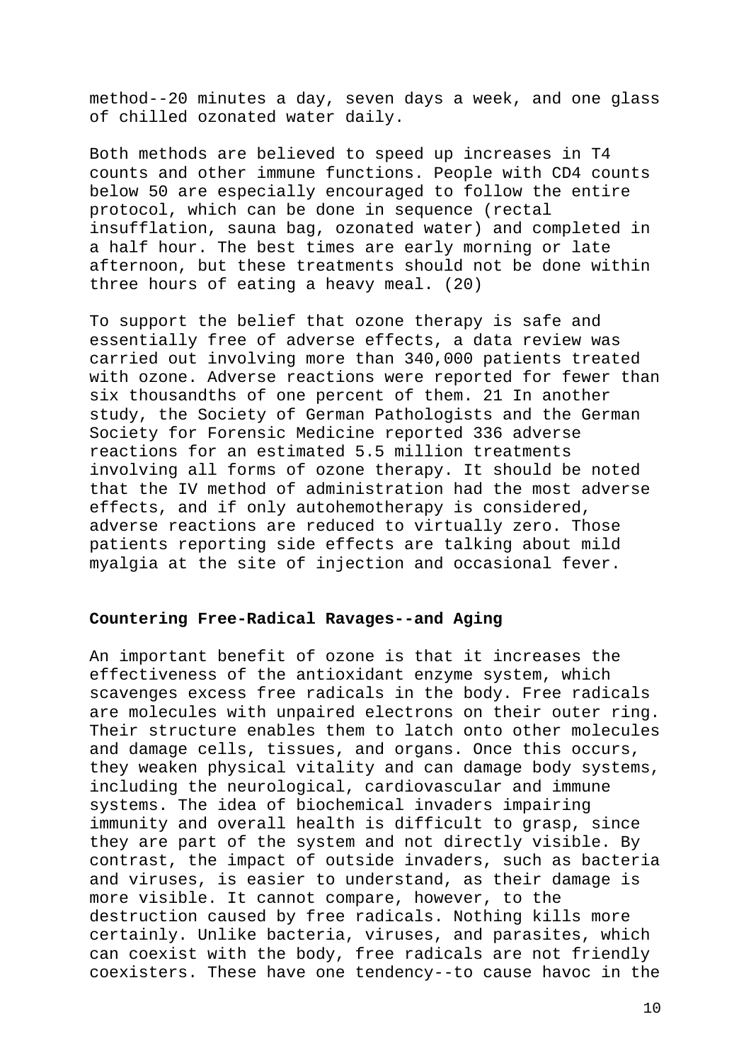method--20 minutes a day, seven days a week, and one glass of chilled ozonated water daily.

Both methods are believed to speed up increases in T4 counts and other immune functions. People with CD4 counts below 50 are especially encouraged to follow the entire protocol, which can be done in sequence (rectal insufflation, sauna bag, ozonated water) and completed in a half hour. The best times are early morning or late afternoon, but these treatments should not be done within three hours of eating a heavy meal. (20)

To support the belief that ozone therapy is safe and essentially free of adverse effects, a data review was carried out involving more than 340,000 patients treated with ozone. Adverse reactions were reported for fewer than six thousandths of one percent of them. 21 In another study, the Society of German Pathologists and the German Society for Forensic Medicine reported 336 adverse reactions for an estimated 5.5 million treatments involving all forms of ozone therapy. It should be noted that the IV method of administration had the most adverse effects, and if only autohemotherapy is considered, adverse reactions are reduced to virtually zero. Those patients reporting side effects are talking about mild myalgia at the site of injection and occasional fever.

**Countering Free-Radical Ravages--and Aging**

An important benefit of ozone is that it increases the effectiveness of the antioxidant enzyme system, which scavenges excess free radicals in the body. Free radicals are molecules with unpaired electrons on their outer ring. Their structure enables them to latch onto other molecules and damage cells, tissues, and organs. Once this occurs, they weaken physical vitality and can damage body systems, including the neurological, cardiovascular and immune systems. The idea of biochemical invaders impairing immunity and overall health is difficult to grasp, since they are part of the system and not directly visible. By contrast, the impact of outside invaders, such as bacteria and viruses, is easier to understand, as their damage is more visible. It cannot compare, however, to the destruction caused by free radicals. Nothing kills more certainly. Unlike bacteria, viruses, and parasites, which can coexist with the body, free radicals are not friendly coexisters. These have one tendency--to cause havoc in the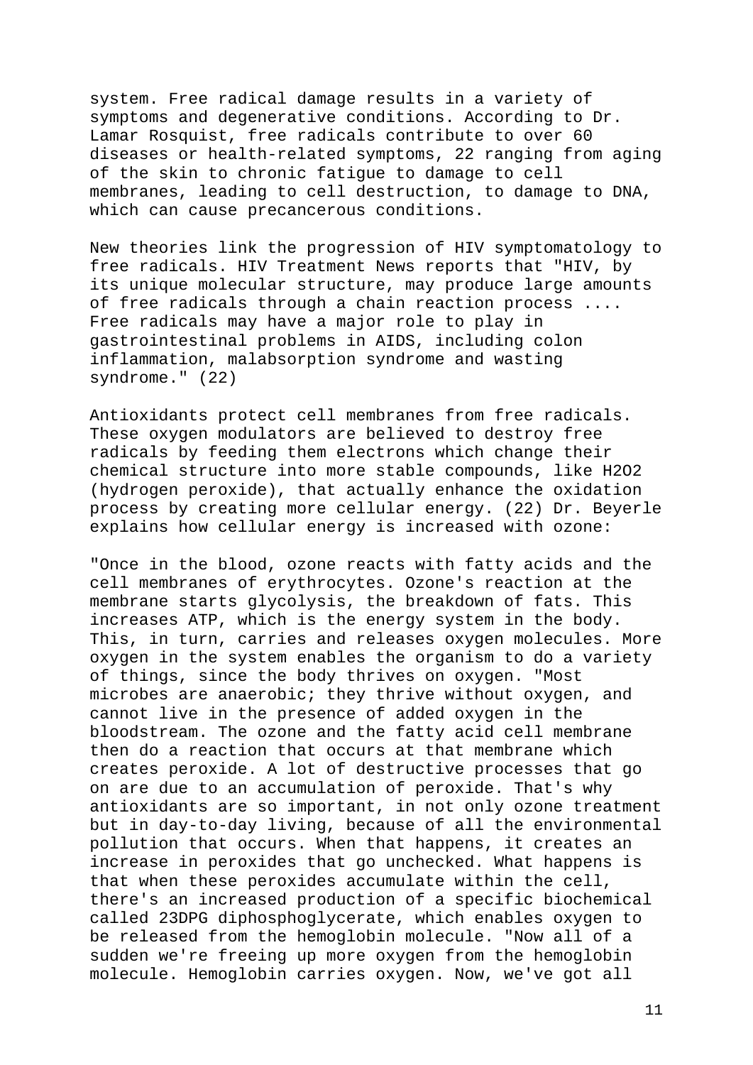system. Free radical damage results in a variety of symptoms and degenerative conditions. According to Dr. Lamar Rosquist, free radicals contribute to over 60 diseases or health-related symptoms, 22 ranging from aging of the skin to chronic fatigue to damage to cell membranes, leading to cell destruction, to damage to DNA, which can cause precancerous conditions.

New theories link the progression of HIV symptomatology to free radicals. HIV Treatment News reports that "HIV, by its unique molecular structure, may produce large amounts of free radicals through a chain reaction process .... Free radicals may have a major role to play in gastrointestinal problems in AIDS, including colon inflammation, malabsorption syndrome and wasting syndrome." (22)

Antioxidants protect cell membranes from free radicals. These oxygen modulators are believed to destroy free radicals by feeding them electrons which change their chemical structure into more stable compounds, like $H_2O_2$ (hydrogen peroxide), that actually enhance the oxidation process by creating more cellular energy. (22) Dr. Beyerle explains how cellular energy is increased with ozone:

"Once in the blood, ozone reacts with fatty acids and the cell membranes of erythrocytes. Ozone's reaction at the membrane starts glycolysis, the breakdown of fats. This increases ATP, which is the energy system in the body. This, in turn, carries and releases oxygen molecules. More oxygen in the system enables the organism to do a variety of things, since the body thrives on oxygen. "Most microbes are anaerobic; they thrive without oxygen, and cannot live in the presence of added oxygen in the bloodstream. The ozone and the fatty acid cell membrane then do a reaction that occurs at that membrane which creates peroxide. A lot of destructive processes that go on are due to an accumulation of peroxide. That's why antioxidants are so important, in not only ozone treatment but in day-to-day living, because of all the environmental pollution that occurs. When that happens, it creates an increase in peroxides that go unchecked. What happens is that when these peroxides accumulate within the cell, there's an increased production of a specific biochemical called 23DPG diphosphoglycerate, which enables oxygen to be released from the hemoglobin molecule. "Now all of a sudden we're freeing up more oxygen from the hemoglobin molecule. Hemoglobin carries oxygen. Now, we've got all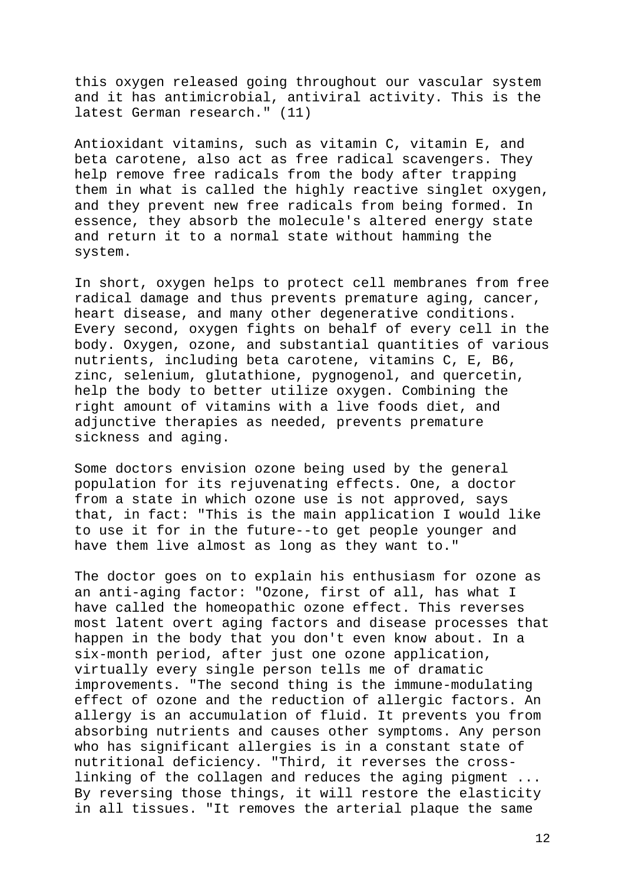this oxygen released going throughout our vascular system and it has antimicrobial, antiviral activity. This is the latest German research." (11)

Antioxidant vitamins, such as vitamin C, vitamin E, and beta carotene, also act as free radical scavengers. They help remove free radicals from the body after trapping them in what is called the highly reactive singlet oxygen, and they prevent new free radicals from being formed. In essence, they absorb the molecule's altered energy state and return it to a normal state without hamming the system.

In short, oxygen helps to protect cell membranes from free radical damage and thus prevents premature aging, cancer, heart disease, and many other degenerative conditions. Every second, oxygen fights on behalf of every cell in the body. Oxygen, ozone, and substantial quantities of various nutrients, including beta carotene, vitamins C, E, B6, zinc, selenium, glutathione, pygnogenol, and quercetin, help the body to better utilize oxygen. Combining the right amount of vitamins with a live foods diet, and adjunctive therapies as needed, prevents premature sickness and aging.

Some doctors envision ozone being used by the general population for its rejuvenating effects. One, a doctor from a state in which ozone use is not approved, says that, in fact: "This is the main application I would like to use it for in the future--to get people younger and have them live almost as long as they want to."

The doctor goes on to explain his enthusiasm for ozone as an anti-aging factor: "Ozone, first of all, has what I have called the homeopathic ozone effect. This reverses most latent overt aging factors and disease processes that happen in the body that you don't even know about. In a six-month period, after just one ozone application, virtually every single person tells me of dramatic improvements. "The second thing is the immune-modulating effect of ozone and the reduction of allergic factors. An allergy is an accumulation of fluid. It prevents you from absorbing nutrients and causes other symptoms. Any person who has significant allergies is in a constant state of nutritional deficiency. "Third, it reverses the cross-linking of the collagen and reduces the aging pigment ... By reversing those things, it will restore the elasticity in all tissues. "It removes the arterial plaque the same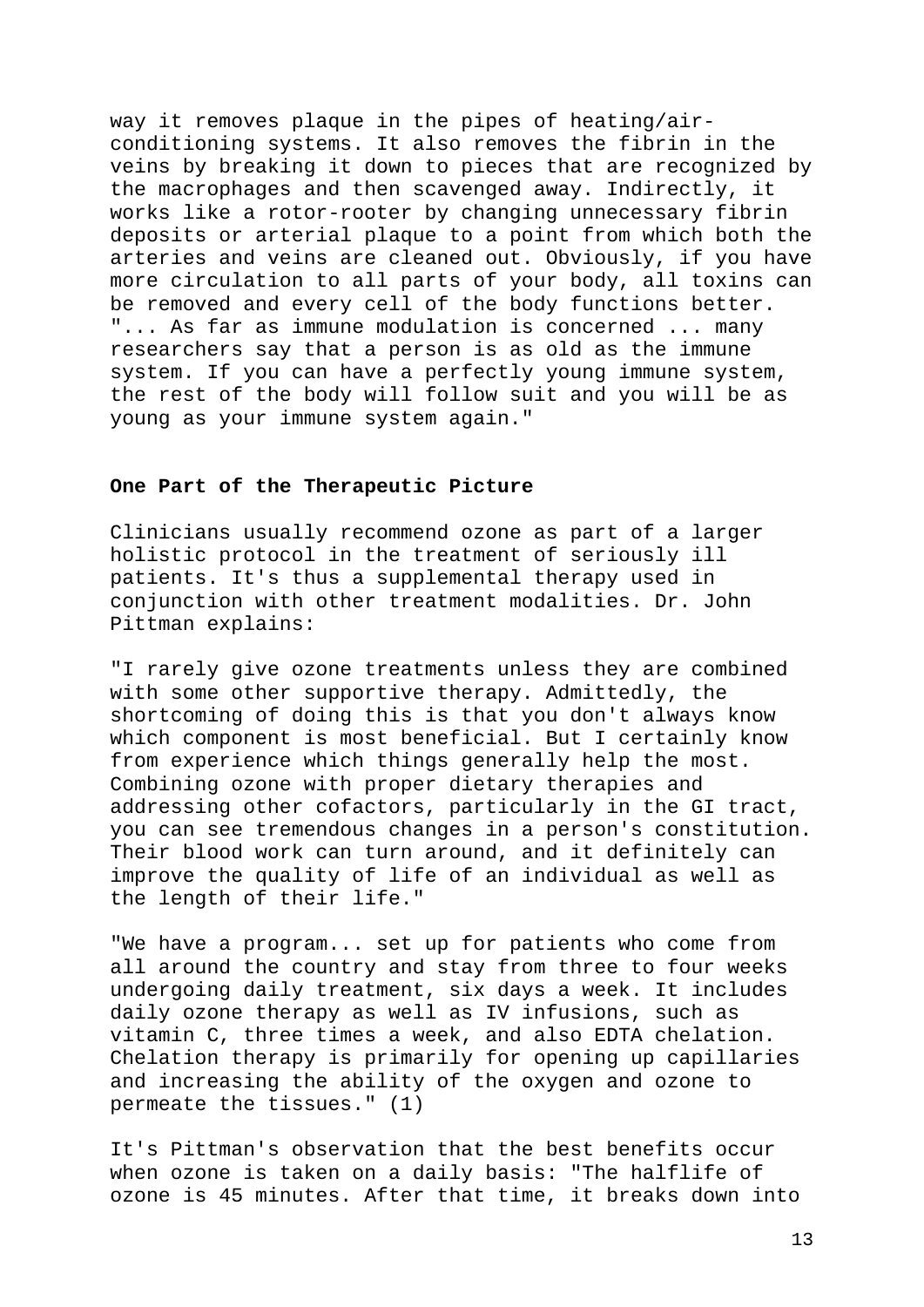way it removes plaque in the pipes of heating/air-conditioning systems. It also removes the fibrin in the veins by breaking it down to pieces that are recognized by the macrophages and then scavenged away. Indirectly, it works like a rotor-rooter by changing unnecessary fibrin deposits or arterial plaque to a point from which both the arteries and veins are cleaned out. Obviously, if you have more circulation to all parts of your body, all toxins can be removed and every cell of the body functions better. "... As far as immune modulation is concerned ... many researchers say that a person is as old as the immune system. If you can have a perfectly young immune system, the rest of the body will follow suit and you will be as young as your immune system again."

**One Part of the Therapeutic Picture**

Clinicians usually recommend ozone as part of a larger holistic protocol in the treatment of seriously ill patients. It's thus a supplemental therapy used in conjunction with other treatment modalities. Dr. John Pittman explains:

"I rarely give ozone treatments unless they are combined with some other supportive therapy. Admittedly, the shortcoming of doing this is that you don't always know which component is most beneficial. But I certainly know from experience which things generally help the most. Combining ozone with proper dietary therapies and addressing other cofactors, particularly in the GI tract, you can see tremendous changes in a person's constitution. Their blood work can turn around, and it definitely can improve the quality of life of an individual as well as the length of their life."

"We have a program... set up for patients who come from all around the country and stay from three to four weeks undergoing daily treatment, six days a week. It includes daily ozone therapy as well as IV infusions, such as vitamin C, three times a week, and also EDTA chelation. Chelation therapy is primarily for opening up capillaries and increasing the ability of the oxygen and ozone to permeate the tissues." (1)

It's Pittman's observation that the best benefits occur when ozone is taken on a daily basis: "The halflife of ozone is 45 minutes. After that time, it breaks down into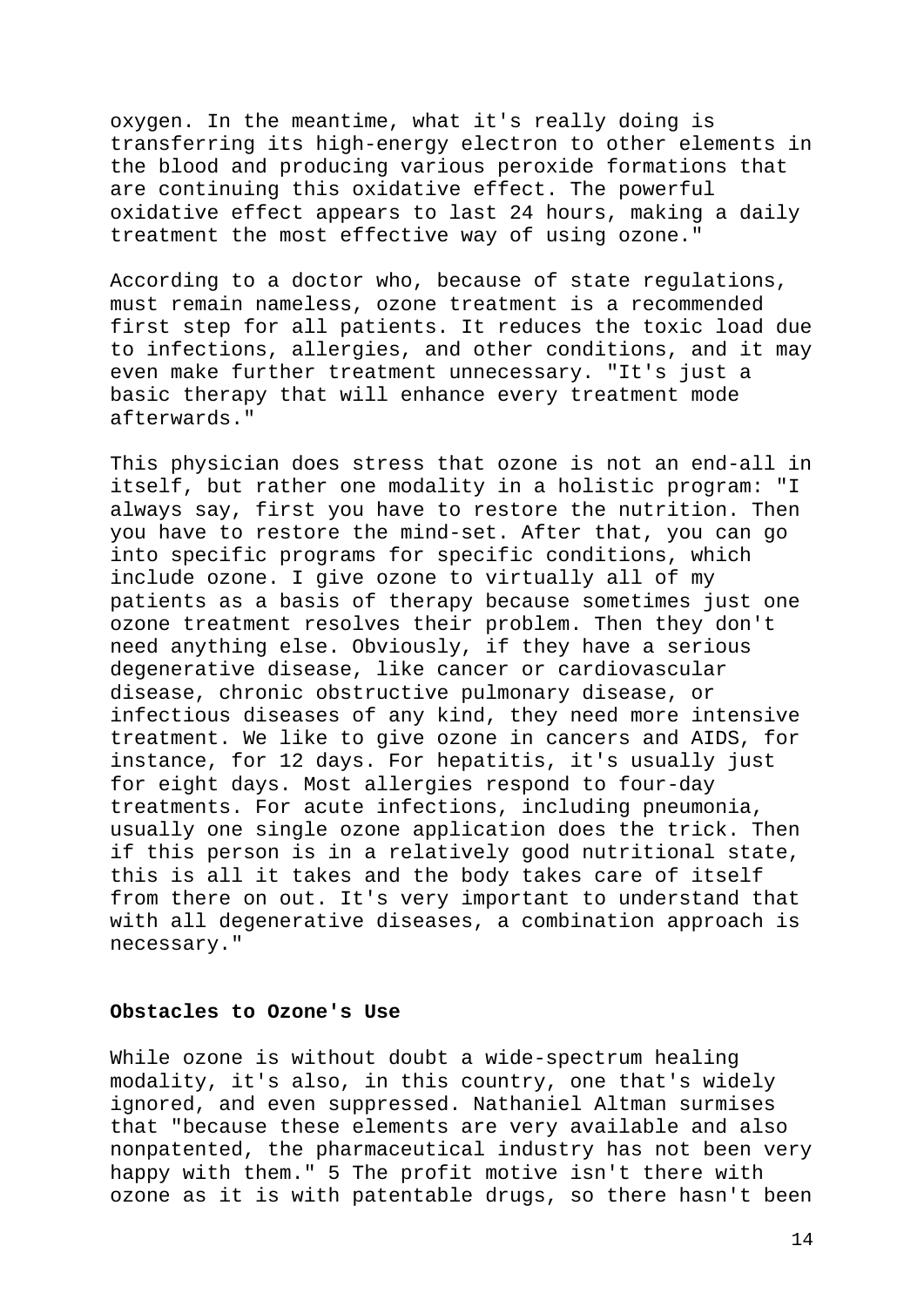oxygen. In the meantime, what it's really doing is transferring its high-energy electron to other elements in the blood and producing various peroxide formations that are continuing this oxidative effect. The powerful oxidative effect appears to last 24 hours, making a daily treatment the most effective way of using ozone."

According to a doctor who, because of state regulations, must remain nameless, ozone treatment is a recommended first step for all patients. It reduces the toxic load due to infections, allergies, and other conditions, and it may even make further treatment unnecessary. "It's just a basic therapy that will enhance every treatment mode afterwards."

This physician does stress that ozone is not an end-all in itself, but rather one modality in a holistic program: "I always say, first you have to restore the nutrition. Then you have to restore the mind-set. After that, you can go into specific programs for specific conditions, which include ozone. I give ozone to virtually all of my patients as a basis of therapy because sometimes just one ozone treatment resolves their problem. Then they don't need anything else. Obviously, if they have a serious degenerative disease, like cancer or cardiovascular disease, chronic obstructive pulmonary disease, or infectious diseases of any kind, they need more intensive treatment. We like to give ozone in cancers and AIDS, for instance, for 12 days. For hepatitis, it's usually just for eight days. Most allergies respond to four-day treatments. For acute infections, including pneumonia, usually one single ozone application does the trick. Then if this person is in a relatively good nutritional state, this is all it takes and the body takes care of itself from there on out. It's very important to understand that with all degenerative diseases, a combination approach is necessary."

**Obstacles to Ozone's Use**

While ozone is without doubt a wide-spectrum healing modality, it's also, in this country, one that's widely ignored, and even suppressed. Nathaniel Altman surmises that "because these elements are very available and also nonpatented, the pharmaceutical industry has not been very happy with them." 5 The profit motive isn't there with ozone as it is with patentable drugs, so there hasn't been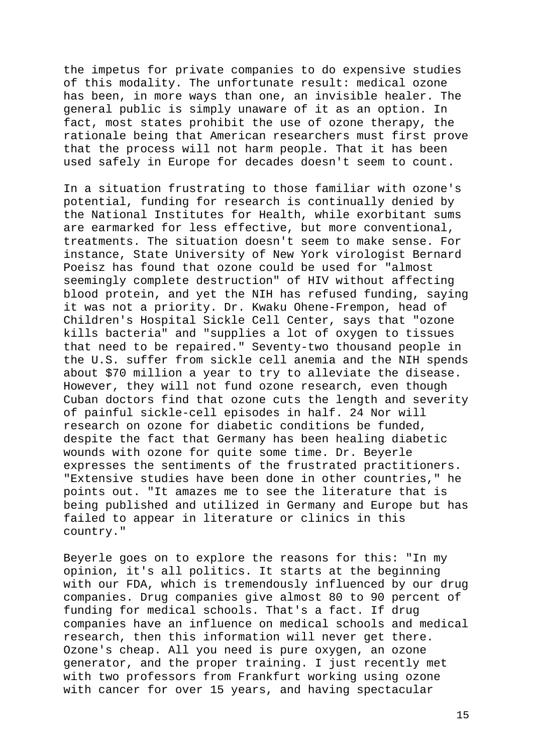the impetus for private companies to do expensive studies of this modality. The unfortunate result: medical ozone has been, in more ways than one, an invisible healer. The general public is simply unaware of it as an option. In fact, most states prohibit the use of ozone therapy, the rationale being that American researchers must first prove that the process will not harm people. That it has been used safely in Europe for decades doesn't seem to count.

In a situation frustrating to those familiar with ozone's potential, funding for research is continually denied by the National Institutes for Health, while exorbitant sums are earmarked for less effective, but more conventional, treatments. The situation doesn't seem to make sense. For instance, State University of New York virologist Bernard Poeisz has found that ozone could be used for "almost seemingly complete destruction" of HIV without affecting blood protein, and yet the NIH has refused funding, saying it was not a priority. Dr. Kwaku Ohene-Frempon, head of Children's Hospital Sickle Cell Center, says that "ozone kills bacteria" and "supplies a lot of oxygen to tissues that need to be repaired." Seventy-two thousand people in the U.S. suffer from sickle cell anemia and the NIH spends about $70 million a year to try to alleviate the disease. However, they will not fund ozone research, even though Cuban doctors find that ozone cuts the length and severity of painful sickle-cell episodes in half. 24 Nor will research on ozone for diabetic conditions be funded, despite the fact that Germany has been healing diabetic wounds with ozone for quite some time. Dr. Beyerle expresses the sentiments of the frustrated practitioners. "Extensive studies have been done in other countries," he points out. "It amazes me to see the literature that is being published and utilized in Germany and Europe but has failed to appear in literature or clinics in this country."

Beyerle goes on to explore the reasons for this: "In my opinion, it's all politics. It starts at the beginning with our FDA, which is tremendously influenced by our drug companies. Drug companies give almost 80 to 90 percent of funding for medical schools. That's a fact. If drug companies have an influence on medical schools and medical research, then this information will never get there. Ozone's cheap. All you need is pure oxygen, an ozone generator, and the proper training. I just recently met with two professors from Frankfurt working using ozone with cancer for over 15 years, and having spectacular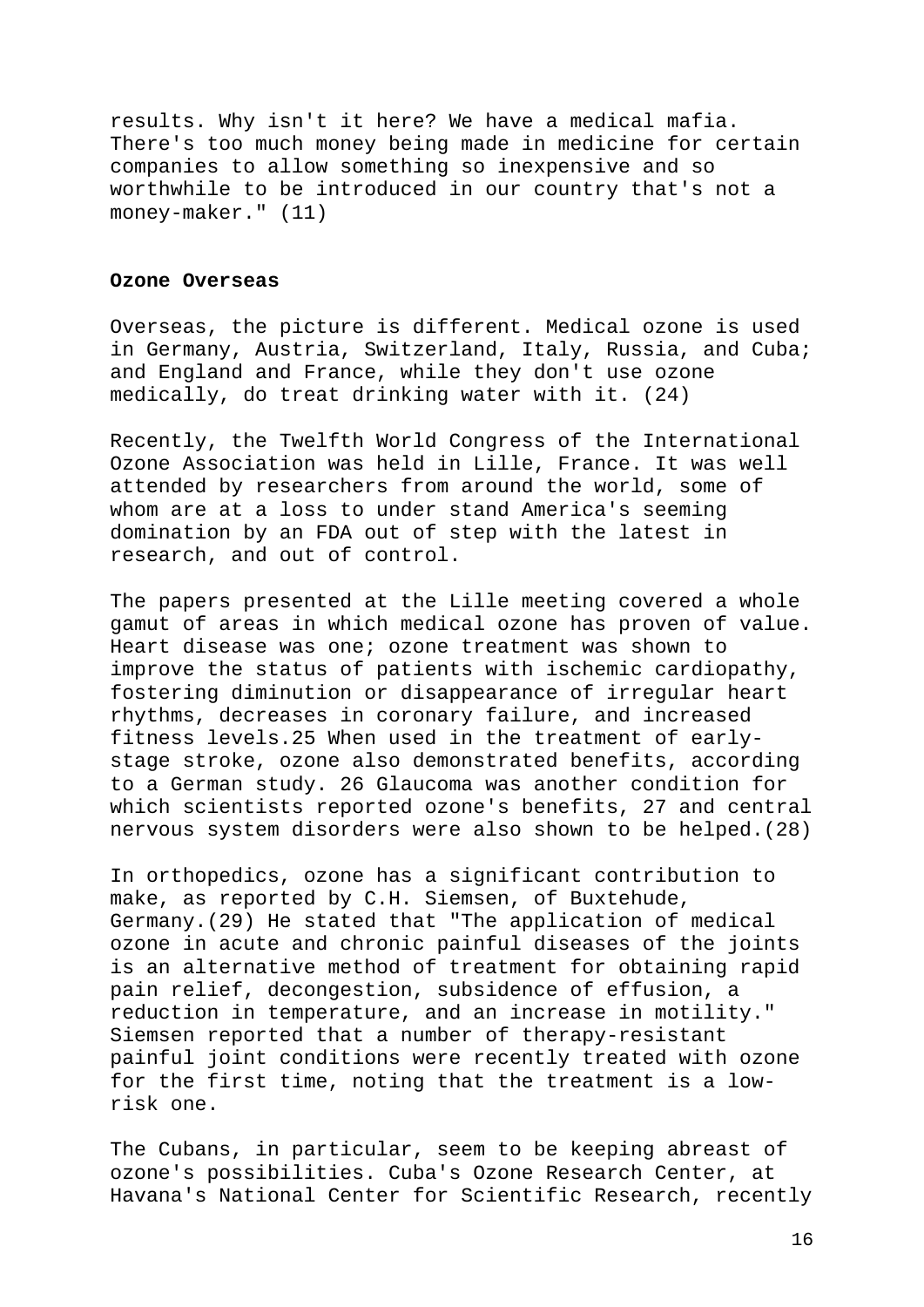results. Why isn't it here? We have a medical mafia. There's too much money being made in medicine for certain companies to allow something so inexpensive and so worthwhile to be introduced in our country that's not a money-maker." (11)

**Ozone Overseas**

Overseas, the picture is different. Medical ozone is used in Germany, Austria, Switzerland, Italy, Russia, and Cuba; and England and France, while they don't use ozone medically, do treat drinking water with it. (24)

Recently, the Twelfth World Congress of the International Ozone Association was held in Lille, France. It was well attended by researchers from around the world, some of whom are at a loss to under stand America's seeming domination by an FDA out of step with the latest in research, and out of control.

The papers presented at the Lille meeting covered a whole gamut of areas in which medical ozone has proven of value. Heart disease was one; ozone treatment was shown to improve the status of patients with ischemic cardiopathy, fostering diminution or disappearance of irregular heart rhythms, decreases in coronary failure, and increased fitness levels.25 When used in the treatment of early-stage stroke, ozone also demonstrated benefits, according to a German study. 26 Glaucoma was another condition for which scientists reported ozone's benefits, 27 and central nervous system disorders were also shown to be helped.(28)

In orthopedics, ozone has a significant contribution to make, as reported by C.H. Siemsen, of Buxtehude, Germany.(29) He stated that "The application of medical ozone in acute and chronic painful diseases of the joints is an alternative method of treatment for obtaining rapid pain relief, decongestion, subsidence of effusion, a reduction in temperature, and an increase in motility." Siemsen reported that a number of therapy-resistant painful joint conditions were recently treated with ozone for the first time, noting that the treatment is a low-risk one.

The Cubans, in particular, seem to be keeping abreast of ozone's possibilities. Cuba's Ozone Research Center, at Havana's National Center for Scientific Research, recently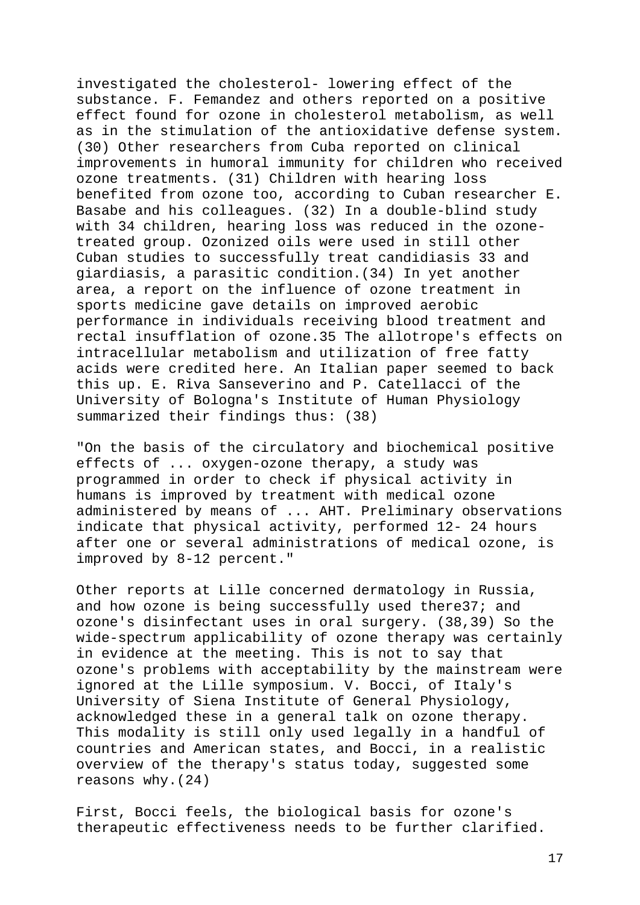investigated the cholesterol- lowering effect of the substance. F. Femandez and others reported on a positive effect found for ozone in cholesterol metabolism, as well as in the stimulation of the antioxidative defense system. (30) Other researchers from Cuba reported on clinical improvements in humoral immunity for children who received ozone treatments. (31) Children with hearing loss benefited from ozone too, according to Cuban researcher E. Basabe and his colleagues. (32) In a double-blind study with 34 children, hearing loss was reduced in the ozone-treated group. Ozonized oils were used in still other Cuban studies to successfully treat candidiasis 33 and giardiasis, a parasitic condition.(34) In yet another area, a report on the influence of ozone treatment in sports medicine gave details on improved aerobic performance in individuals receiving blood treatment and rectal insufflation of ozone.35 The allotrope's effects on intracellular metabolism and utilization of free fatty acids were credited here. An Italian paper seemed to back this up. E. Riva Sanseverino and P. Catellacci of the University of Bologna's Institute of Human Physiology summarized their findings thus: (38)

"On the basis of the circulatory and biochemical positive effects of ... oxygen-ozone therapy, a study was programmed in order to check if physical activity in humans is improved by treatment with medical ozone administered by means of ... AHT. Preliminary observations indicate that physical activity, performed 12- 24 hours after one or several administrations of medical ozone, is improved by 8-12 percent."

Other reports at Lille concerned dermatology in Russia, and how ozone is being successfully used there37; and ozone's disinfectant uses in oral surgery. (38,39) So the wide-spectrum applicability of ozone therapy was certainly in evidence at the meeting. This is not to say that ozone's problems with acceptability by the mainstream were ignored at the Lille symposium. V. Bocci, of Italy's University of Siena Institute of General Physiology, acknowledged these in a general talk on ozone therapy. This modality is still only used legally in a handful of countries and American states, and Bocci, in a realistic overview of the therapy's status today, suggested some reasons why.(24)

First, Bocci feels, the biological basis for ozone's therapeutic effectiveness needs to be further clarified.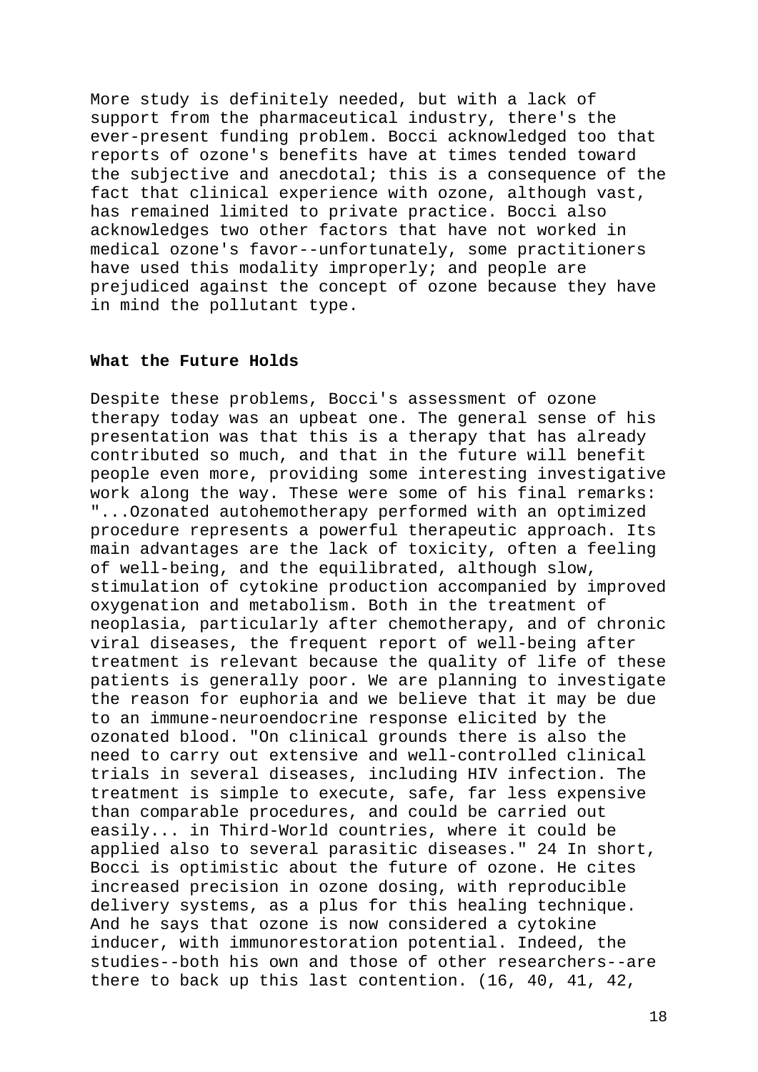More study is definitely needed, but with a lack of support from the pharmaceutical industry, there's the ever-present funding problem. Bocci acknowledged too that reports of ozone's benefits have at times tended toward the subjective and anecdotal; this is a consequence of the fact that clinical experience with ozone, although vast, has remained limited to private practice. Bocci also acknowledges two other factors that have not worked in medical ozone's favor--unfortunately, some practitioners have used this modality improperly; and people are prejudiced against the concept of ozone because they have in mind the pollutant type.

**What the Future Holds**

Despite these problems, Bocci's assessment of ozone therapy today was an upbeat one. The general sense of his presentation was that this is a therapy that has already contributed so much, and that in the future will benefit people even more, providing some interesting investigative work along the way. These were some of his final remarks: "...Ozonated autohemotherapy performed with an optimized procedure represents a powerful therapeutic approach. Its main advantages are the lack of toxicity, often a feeling of well-being, and the equilibrated, although slow, stimulation of cytokine production accompanied by improved oxygenation and metabolism. Both in the treatment of neoplasia, particularly after chemotherapy, and of chronic viral diseases, the frequent report of well-being after treatment is relevant because the quality of life of these patients is generally poor. We are planning to investigate the reason for euphoria and we believe that it may be due to an immune-neuroendocrine response elicited by the ozonated blood. "On clinical grounds there is also the need to carry out extensive and well-controlled clinical trials in several diseases, including HIV infection. The treatment is simple to execute, safe, far less expensive than comparable procedures, and could be carried out easily... in Third-World countries, where it could be applied also to several parasitic diseases." 24 In short, Bocci is optimistic about the future of ozone. He cites increased precision in ozone dosing, with reproducible delivery systems, as a plus for this healing technique. And he says that ozone is now considered a cytokine inducer, with immunorestoration potential. Indeed, the studies--both his own and those of other researchers--are there to back up this last contention. (16, 40, 41, 42,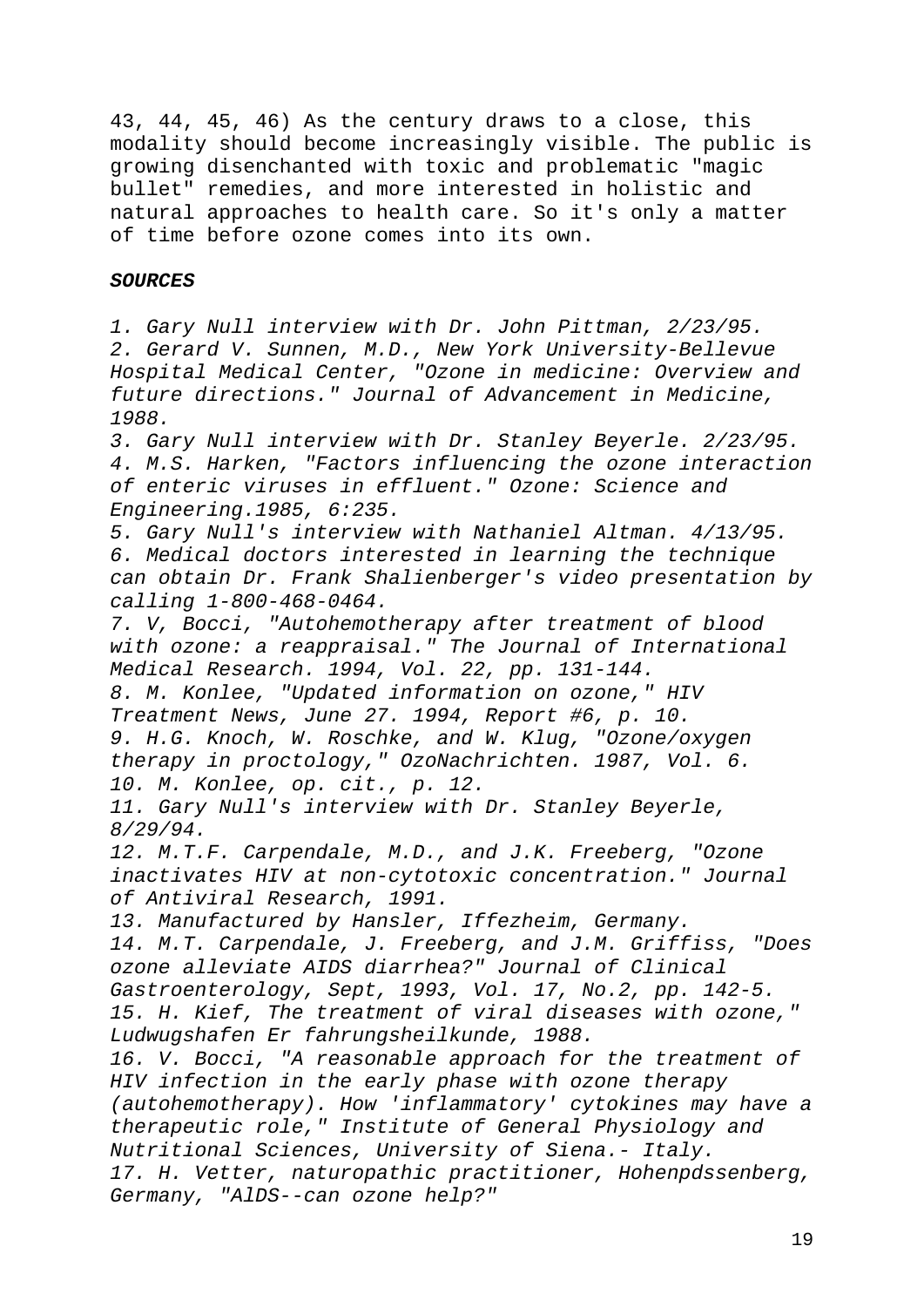43, 44, 45, 46) As the century draws to a close, this modality should become increasingly visible. The public is growing disenchanted with toxic and problematic "magic bullet" remedies, and more interested in holistic and natural approaches to health care. So it's only a matter of time before ozone comes into its own.

***SOURCES***

*1. Gary Null interview with Dr. John Pittman, 2/23/95.*
*2. Gerard V. Sunnen, M.D., New York University-Bellevue Hospital Medical Center, "Ozone in medicine: Overview and future directions." Journal of Advancement in Medicine, 1988.*
*3. Gary Null interview with Dr. Stanley Beyerle. 2/23/95.*
*4. M.S. Harken, "Factors influencing the ozone interaction of enteric viruses in effluent." Ozone: Science and Engineering.1985, 6:235.*
*5. Gary Null's interview with Nathaniel Altman. 4/13/95.*
*6. Medical doctors interested in learning the technique can obtain Dr. Frank Shalienberger's video presentation by calling 1-800-468-0464.*
*7. V, Bocci, "Autohemotherapy after treatment of blood with ozone: a reappraisal." The Journal of International Medical Research. 1994, Vol. 22, pp. 131-144.*
*8. M. Konlee, "Updated information on ozone," HIV Treatment News, June 27. 1994, Report #6, p. 10.*
*9. H.G. Knoch, W. Roschke, and W. Klug, "Ozone/oxygen therapy in proctology," OzoNachrichten. 1987, Vol. 6.*
*10. M. Konlee, op. cit., p. 12.*
*11. Gary Null's interview with Dr. Stanley Beyerle, 8/29/94.*
*12. M.T.F. Carpendale, M.D., and J.K. Freeberg, "Ozone inactivates HIV at non-cytotoxic concentration." Journal of Antiviral Research, 1991.*
*13. Manufactured by Hansler, Iffezheim, Germany.*
*14. M.T. Carpendale, J. Freeberg, and J.M. Griffiss, "Does ozone alleviate AIDS diarrhea?" Journal of Clinical Gastroenterology, Sept, 1993, Vol. 17, No.2, pp. 142-5.*
*15. H. Kief, The treatment of viral diseases with ozone," Ludwugshafen Er fahrungsheilkunde, 1988.*
*16. V. Bocci, "A reasonable approach for the treatment of HIV infection in the early phase with ozone therapy (autohemotherapy). How 'inflammatory' cytokines may have a therapeutic role," Institute of General Physiology and Nutritional Sciences, University of Siena.- Italy.*
*17. H. Vetter, naturopathic practitioner, Hohenpdssenberg, Germany, "AlDS--can ozone help?"*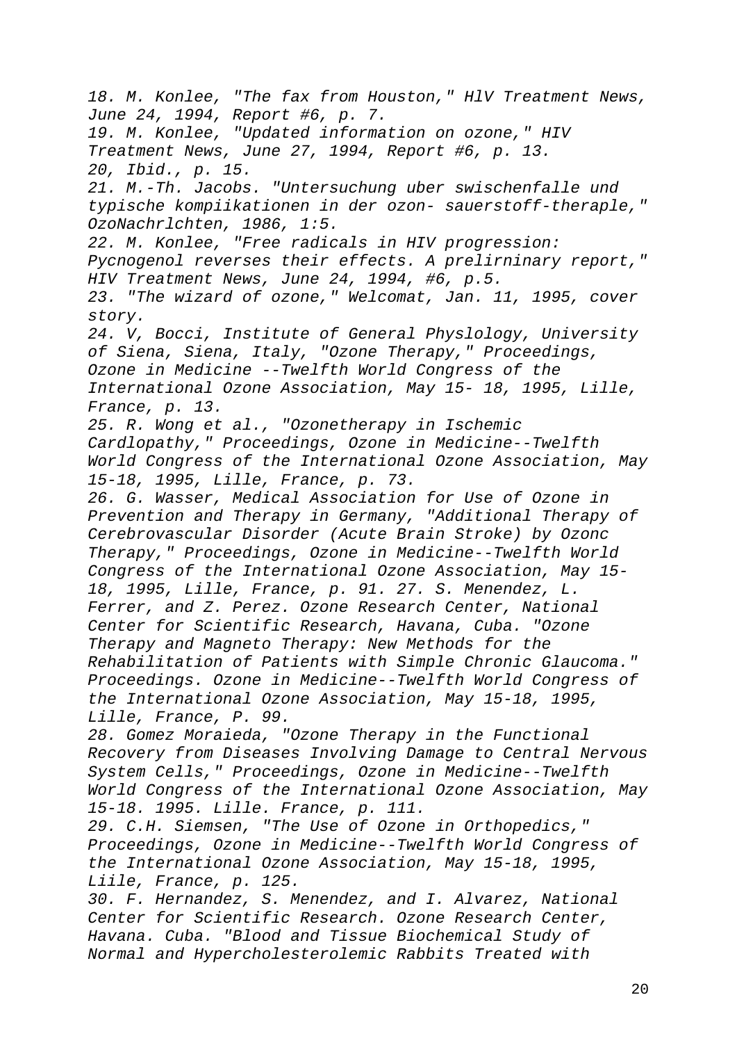*18. M. Konlee, "The fax from Houston," HlV Treatment News, June 24, 1994, Report #6, p. 7.*

*19. M. Konlee, "Updated information on ozone," HIV Treatment News, June 27, 1994, Report #6, p. 13.*

*20, Ibid., p. 15.*

*21. M.-Th. Jacobs. "Untersuchung uber swischenfalle und typische kompiikationen in der ozon- sauerstoff-theraple," OzoNachrlchten, 1986, 1:5.*

*22. M. Konlee, "Free radicals in HIV progression: Pycnogenol reverses their effects. A prelirninary report," HIV Treatment News, June 24, 1994, #6, p.5.*

*23. "The wizard of ozone," Welcomat, Jan. 11, 1995, cover story.*

*24. V, Bocci, Institute of General Physlology, University of Siena, Siena, Italy, "Ozone Therapy," Proceedings, Ozone in Medicine --Twelfth World Congress of the International Ozone Association, May 15- 18, 1995, Lille, France, p. 13.*

*25. R. Wong et al., "Ozonetherapy in Ischemic Cardlopathy," Proceedings, Ozone in Medicine--Twelfth World Congress of the International Ozone Association, May 15-18, 1995, Lille, France, p. 73.*

*26. G. Wasser, Medical Association for Use of Ozone in Prevention and Therapy in Germany, "Additional Therapy of Cerebrovascular Disorder (Acute Brain Stroke) by Ozonc Therapy," Proceedings, Ozone in Medicine--Twelfth World Congress of the International Ozone Association, May 15-18, 1995, Lille, France, p. 91. 27. S. Menendez, L. Ferrer, and Z. Perez. Ozone Research Center, National Center for Scientific Research, Havana, Cuba. "Ozone Therapy and Magneto Therapy: New Methods for the Rehabilitation of Patients with Simple Chronic Glaucoma." Proceedings. Ozone in Medicine--Twelfth World Congress of the International Ozone Association, May 15-18, 1995, Lille, France, P. 99.*

*28. Gomez Moraieda, "Ozone Therapy in the Functional Recovery from Diseases Involving Damage to Central Nervous System Cells," Proceedings, Ozone in Medicine--Twelfth World Congress of the International Ozone Association, May 15-18. 1995. Lille. France, p. 111.*

*29. C.H. Siemsen, "The Use of Ozone in Orthopedics," Proceedings, Ozone in Medicine--Twelfth World Congress of the International Ozone Association, May 15-18, 1995, Liile, France, p. 125.*

*30. F. Hernandez, S. Menendez, and I. Alvarez, National Center for Scientific Research. Ozone Research Center, Havana. Cuba. "Blood and Tissue Biochemical Study of Normal and Hypercholesterolemic Rabbits Treated with*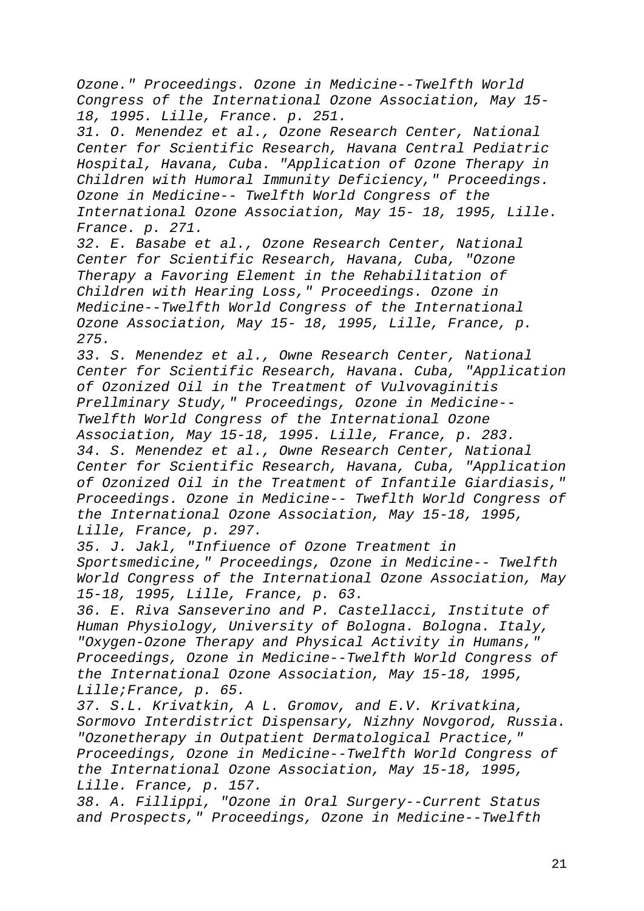*Ozone." Proceedings. Ozone in Medicine--Twelfth World Congress of the International Ozone Association, May 15-18, 1995. Lille, France. p. 251.*

*31. O. Menendez et al., Ozone Research Center, National Center for Scientific Research, Havana Central Pediatric Hospital, Havana, Cuba. "Application of Ozone Therapy in Children with Humoral Immunity Deficiency," Proceedings. Ozone in Medicine-- Twelfth World Congress of the International Ozone Association, May 15- 18, 1995, Lille. France. p. 271.*

*32. E. Basabe et al., Ozone Research Center, National Center for Scientific Research, Havana, Cuba, "Ozone Therapy a Favoring Element in the Rehabilitation of Children with Hearing Loss," Proceedings. Ozone in Medicine--Twelfth World Congress of the International Ozone Association, May 15- 18, 1995, Lille, France, p. 275.*

*33. S. Menendez et al., Owne Research Center, National Center for Scientific Research, Havana. Cuba, "Application of Ozonized Oil in the Treatment of Vulvovaginitis Prellminary Study," Proceedings, Ozone in Medicine--Twelfth World Congress of the International Ozone Association, May 15-18, 1995. Lille, France, p. 283.*

*34. S. Menendez et al., Owne Research Center, National Center for Scientific Research, Havana, Cuba, "Application of Ozonized Oil in the Treatment of Infantile Giardiasis," Proceedings. Ozone in Medicine-- Tweflth World Congress of the International Ozone Association, May 15-18, 1995, Lille, France, p. 297.*

*35. J. Jakl, "Infiuence of Ozone Treatment in Sportsmedicine," Proceedings, Ozone in Medicine-- Twelfth World Congress of the International Ozone Association, May 15-18, 1995, Lille, France, p. 63.*

*36. E. Riva Sanseverino and P. Castellacci, Institute of Human Physiology, University of Bologna. Bologna. Italy, "Oxygen-Ozone Therapy and Physical Activity in Humans," Proceedings, Ozone in Medicine--Twelfth World Congress of the International Ozone Association, May 15-18, 1995, Lille;France, p. 65.*

*37. S.L. Krivatkin, A L. Gromov, and E.V. Krivatkina, Sormovo Interdistrict Dispensary, Nizhny Novgorod, Russia. "Ozonetherapy in Outpatient Dermatological Practice," Proceedings, Ozone in Medicine--Twelfth World Congress of the International Ozone Association, May 15-18, 1995, Lille. France, p. 157.*

*38. A. Fillippi, "Ozone in Oral Surgery--Current Status and Prospects," Proceedings, Ozone in Medicine--Twelfth*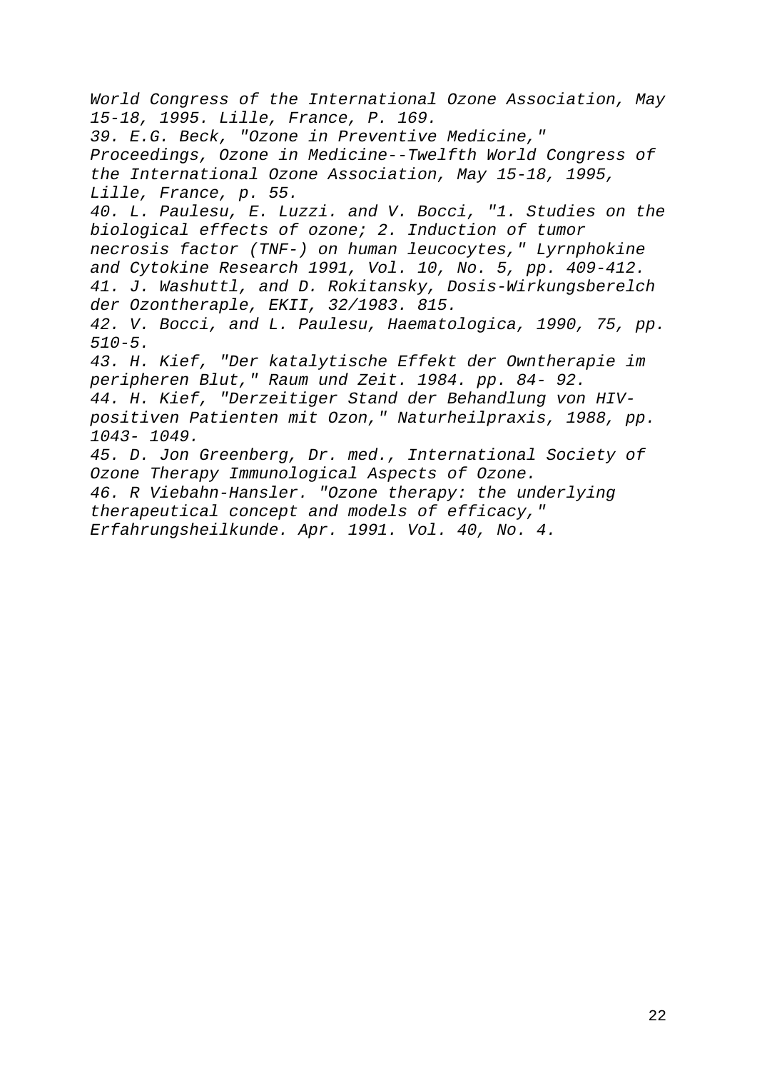*World Congress of the International Ozone Association, May 15-18, 1995. Lille, France, P. 169.*

*39. E.G. Beck, "Ozone in Preventive Medicine," Proceedings, Ozone in Medicine--Twelfth World Congress of the International Ozone Association, May 15-18, 1995, Lille, France, p. 55.*

*40. L. Paulesu, E. Luzzi. and V. Bocci, "1. Studies on the biological effects of ozone; 2. Induction of tumor necrosis factor (TNF-) on human leucocytes," Lyrnphokine and Cytokine Research 1991, Vol. 10, No. 5, pp. 409-412.*

*41. J. Washuttl, and D. Rokitansky, Dosis-Wirkungsberelch der Ozontheraple, EKII, 32/1983. 815.*

*42. V. Bocci, and L. Paulesu, Haematologica, 1990, 75, pp. 510-5.*

*43. H. Kief, "Der katalytische Effekt der Owntherapie im peripheren Blut," Raum und Zeit. 1984. pp. 84- 92.*

*44. H. Kief, "Derzeitiger Stand der Behandlung von HIV-positiven Patienten mit Ozon," Naturheilpraxis, 1988, pp. 1043- 1049.*

*45. D. Jon Greenberg, Dr. med., International Society of Ozone Therapy Immunological Aspects of Ozone.*

*46. R Viebahn-Hansler. "Ozone therapy: the underlying therapeutical concept and models of efficacy," Erfahrungsheilkunde. Apr. 1991. Vol. 40, No. 4.*